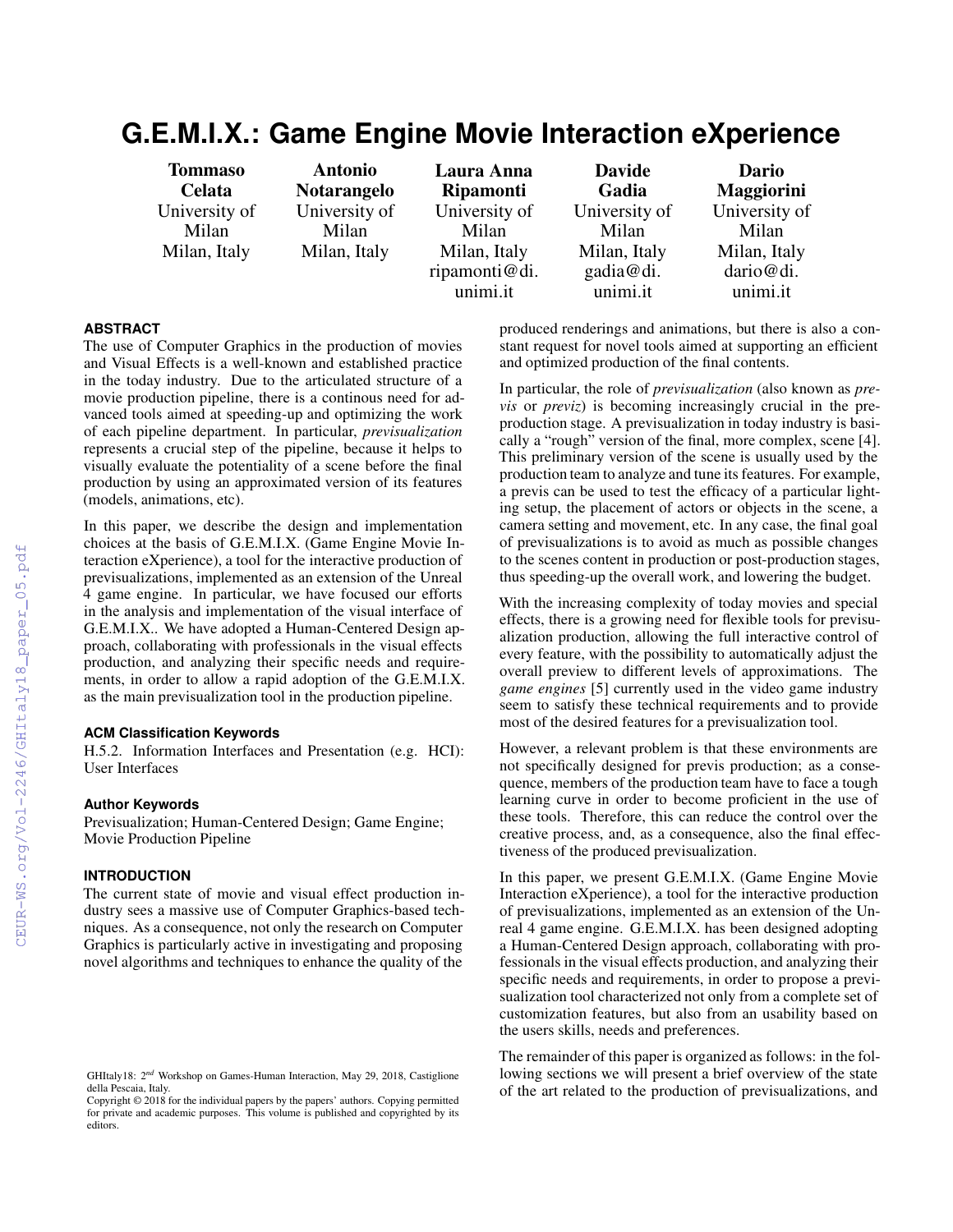# G.E.M.I.X.: Game Engine Movie Interaction eXperience

**Tommaso Celata**
University of Milan
Milan, Italy

**Antonio Notarangelo**
University of Milan
Milan, Italy

**Laura Anna Ripamonti**
University of Milan
Milan, Italy
ripamonti@di.unimi.it

**Davide Gadia**
University of Milan
Milan, Italy
gadia@di.unimi.it

**Dario Maggiorini**
University of Milan
Milan, Italy
dario@di.unimi.it

## ABSTRACT

The use of Computer Graphics in the production of movies and Visual Effects is a well-known and established practice in the today industry. Due to the articulated structure of a movie production pipeline, there is a continous need for advanced tools aimed at speeding-up and optimizing the work of each pipeline department. In particular, *previsualization* represents a crucial step of the pipeline, because it helps to visually evaluate the potentiality of a scene before the final production by using an approximated version of its features (models, animations, etc).

In this paper, we describe the design and implementation choices at the basis of G.E.M.I.X. (Game Engine Movie Interaction eXperience), a tool for the interactive production of previsualizations, implemented as an extension of the Unreal 4 game engine. In particular, we have focused our efforts in the analysis and implementation of the visual interface of G.E.M.I.X.. We have adopted a Human-Centered Design approach, collaborating with professionals in the visual effects production, and analyzing their specific needs and requirements, in order to allow a rapid adoption of the G.E.M.I.X. as the main previsualization tool in the production pipeline.

### ACM Classification Keywords

H.5.2. Information Interfaces and Presentation (e.g. HCI): User Interfaces

### Author Keywords

Previsualization; Human-Centered Design; Game Engine; Movie Production Pipeline

## INTRODUCTION

The current state of movie and visual effect production industry sees a massive use of Computer Graphics-based techniques. As a consequence, not only the research on Computer Graphics is particularly active in investigating and proposing novel algorithms and techniques to enhance the quality of the produced renderings and animations, but there is also a constant request for novel tools aimed at supporting an efficient and optimized production of the final contents.

In particular, the role of *previsualization* (also known as *previs* or *previz*) is becoming increasingly crucial in the preproduction stage. A previsualization in today industry is basically a "rough" version of the final, more complex, scene [4]. This preliminary version of the scene is usually used by the production team to analyze and tune its features. For example, a previs can be used to test the efficacy of a particular lighting setup, the placement of actors or objects in the scene, a camera setting and movement, etc. In any case, the final goal of previsualizations is to avoid as much as possible changes to the scenes content in production or post-production stages, thus speeding-up the overall work, and lowering the budget.

With the increasing complexity of today movies and special effects, there is a growing need for flexible tools for previsualization production, allowing the full interactive control of every feature, with the possibility to automatically adjust the overall preview to different levels of approximations. The *game engines* [5] currently used in the video game industry seem to satisfy these technical requirements and to provide most of the desired features for a previsualization tool.

However, a relevant problem is that these environments are not specifically designed for previs production; as a consequence, members of the production team have to face a tough learning curve in order to become proficient in the use of these tools. Therefore, this can reduce the control over the creative process, and, as a consequence, also the final effectiveness of the produced previsualization.

In this paper, we present G.E.M.I.X. (Game Engine Movie Interaction eXperience), a tool for the interactive production of previsualizations, implemented as an extension of the Unreal 4 game engine. G.E.M.I.X. has been designed adopting a Human-Centered Design approach, collaborating with professionals in the visual effects production, and analyzing their specific needs and requirements, in order to propose a previsualization tool characterized not only from a complete set of customization features, but also from an usability based on the users skills, needs and preferences.

The remainder of this paper is organized as follows: in the following sections we will present a brief overview of the state of the art related to the production of previsualizations, and

GHItaly18: 2nd Workshop on Games-Human Interaction, May 29, 2018, Castiglione della Pescaia, Italy.
Copyright © 2018 for the individual papers by the papers' authors. Copying permitted for private and academic purposes. This volume is published and copyrighted by its editors.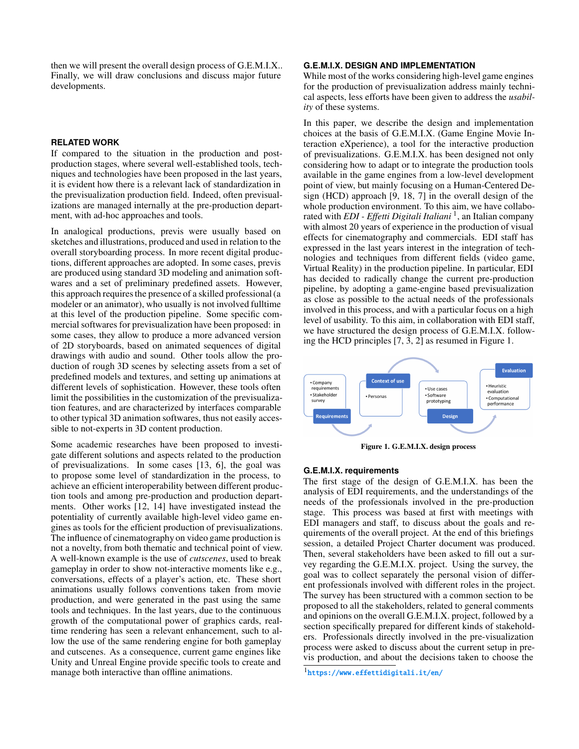then we will present the overall design process of G.E.M.I.X.. Finally, we will draw conclusions and discuss major future developments.

## RELATED WORK

If compared to the situation in the production and post-production stages, where several well-established tools, techniques and technologies have been proposed in the last years, it is evident how there is a relevant lack of standardization in the previsualization production field. Indeed, often previsualizations are managed internally at the pre-production department, with ad-hoc approaches and tools.

In analogical productions, previs were usually based on sketches and illustrations, produced and used in relation to the overall storyboarding process. In more recent digital productions, different approaches are adopted. In some cases, previs are produced using standard 3D modeling and animation softwares and a set of preliminary predefined assets. However, this approach requires the presence of a skilled professional (a modeler or an animator), who usually is not involved fulltime at this level of the production pipeline. Some specific commercial softwares for previsualization have been proposed: in some cases, they allow to produce a more advanced version of 2D storyboards, based on animated sequences of digital drawings with audio and sound. Other tools allow the production of rough 3D scenes by selecting assets from a set of predefined models and textures, and setting up animations at different levels of sophistication. However, these tools often limit the possibilities in the customization of the previsualization features, and are characterized by interfaces comparable to other typical 3D animation softwares, thus not easily accessible to not-experts in 3D content production.

Some academic researches have been proposed to investigate different solutions and aspects related to the production of previsualizations. In some cases [13, 6], the goal was to propose some level of standardization in the process, to achieve an efficient interoperability between different production tools and among pre-production and production departments. Other works [12, 14] have investigated instead the potentiality of currently available high-level video game engines as tools for the efficient production of previsualizations. The influence of cinematography on video game production is not a novelty, from both thematic and technical point of view. A well-known example is the use of *cutscenes*, used to break gameplay in order to show not-interactive moments like e.g., conversations, effects of a player's action, etc. These short animations usually follows conventions taken from movie production, and were generated in the past using the same tools and techniques. In the last years, due to the continuous growth of the computational power of graphics cards, real-time rendering has seen a relevant enhancement, such to allow the use of the same rendering engine for both gameplay and cutscenes. As a consequence, current game engines like Unity and Unreal Engine provide specific tools to create and manage both interactive than offline animations.

## G.E.M.I.X. DESIGN AND IMPLEMENTATION

While most of the works considering high-level game engines for the production of previsualization address mainly technical aspects, less efforts have been given to address the *usability* of these systems.

In this paper, we describe the design and implementation choices at the basis of G.E.M.I.X. (Game Engine Movie Interaction eXperience), a tool for the interactive production of previsualizations. G.E.M.I.X. has been designed not only considering how to adapt or to integrate the production tools available in the game engines from a low-level development point of view, but mainly focusing on a Human-Centered Design (HCD) approach [9, 18, 7] in the overall design of the whole production environment. To this aim, we have collaborated with *EDI - Effetti Digitali Italiani* [1], an Italian company with almost 20 years of experience in the production of visual effects for cinematography and commercials. EDI staff has expressed in the last years interest in the integration of technologies and techniques from different fields (video game, Virtual Reality) in the production pipeline. In particular, EDI has decided to radically change the current pre-production pipeline, by adopting a game-engine based previsualization as close as possible to the actual needs of the professionals involved in this process, and with a particular focus on a high level of usability. To this aim, in collaboration with EDI staff, we have structured the design process of G.E.M.I.X. following the HCD principles [7, 3, 2] as resumed in Figure 1.

**Figure 1. G.E.M.I.X. design process**

### G.E.M.I.X. requirements

The first stage of the design of G.E.M.I.X. has been the analysis of EDI requirements, and the understandings of the needs of the professionals involved in the pre-production stage. This process was based at first with meetings with EDI managers and staff, to discuss about the goals and requirements of the overall project. At the end of this briefings session, a detailed Project Charter document was produced. Then, several stakeholders have been asked to fill out a survey regarding the G.E.M.I.X. project. Using the survey, the goal was to collect separately the personal vision of different professionals involved with different roles in the project. The survey has been structured with a common section to be proposed to all the stakeholders, related to general comments and opinions on the overall G.E.M.I.X. project, followed by a section specifically prepared for different kinds of stakeholders. Professionals directly involved in the pre-visualization process were asked to discuss about the current setup in previs production, and about the decisions taken to choose the

[1] https://www.effettidigitali.it/en/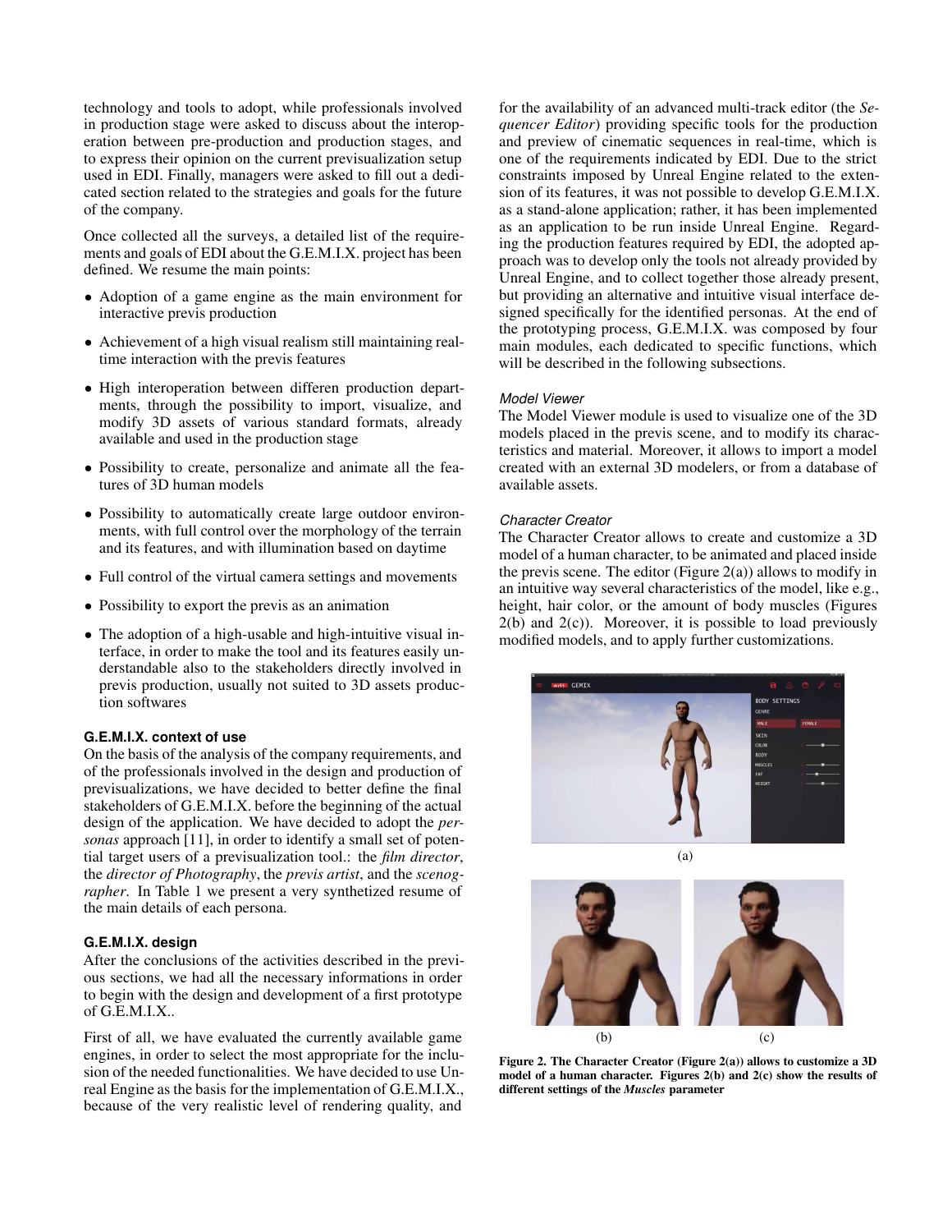technology and tools to adopt, while professionals involved in production stage were asked to discuss about the interoperation between pre-production and production stages, and to express their opinion on the current previsualization setup used in EDI. Finally, managers were asked to fill out a dedicated section related to the strategies and goals for the future of the company.

Once collected all the surveys, a detailed list of the requirements and goals of EDI about the G.E.M.I.X. project has been defined. We resume the main points:

- Adoption of a game engine as the main environment for interactive previs production
- Achievement of a high visual realism still maintaining real-time interaction with the previs features
- High interoperation between differen production departments, through the possibility to import, visualize, and modify 3D assets of various standard formats, already available and used in the production stage
- Possibility to create, personalize and animate all the features of 3D human models
- Possibility to automatically create large outdoor environments, with full control over the morphology of the terrain and its features, and with illumination based on daytime
- Full control of the virtual camera settings and movements
- Possibility to export the previs as an animation
- The adoption of a high-usable and high-intuitive visual interface, in order to make the tool and its features easily understandable also to the stakeholders directly involved in previs production, usually not suited to 3D assets production softwares

### G.E.M.I.X. context of use

On the basis of the analysis of the company requirements, and of the professionals involved in the design and production of previsualizations, we have decided to better define the final stakeholders of G.E.M.I.X. before the beginning of the actual design of the application. We have decided to adopt the *personas* approach [11], in order to identify a small set of potential target users of a previsualization tool.: the *film director*, the *director of Photography*, the *previs artist*, and the *scenographer*. In Table 1 we present a very synthetized resume of the main details of each persona.

### G.E.M.I.X. design

After the conclusions of the activities described in the previous sections, we had all the necessary informations in order to begin with the design and development of a first prototype of G.E.M.I.X..

First of all, we have evaluated the currently available game engines, in order to select the most appropriate for the inclusion of the needed functionalities. We have decided to use Unreal Engine as the basis for the implementation of G.E.M.I.X., because of the very realistic level of rendering quality, and for the availability of an advanced multi-track editor (the *Sequencer Editor*) providing specific tools for the production and preview of cinematic sequences in real-time, which is one of the requirements indicated by EDI. Due to the strict constraints imposed by Unreal Engine related to the extension of its features, it was not possible to develop G.E.M.I.X. as a stand-alone application; rather, it has been implemented as an application to be run inside Unreal Engine. Regarding the production features required by EDI, the adopted approach was to develop only the tools not already provided by Unreal Engine, and to collect together those already present, but providing an alternative and intuitive visual interface designed specifically for the identified personas. At the end of the prototyping process, G.E.M.I.X. was composed by four main modules, each dedicated to specific functions, which will be described in the following subsections.

#### *Model Viewer*

The Model Viewer module is used to visualize one of the 3D models placed in the previs scene, and to modify its characteristics and material. Moreover, it allows to import a model created with an external 3D modelers, or from a database of available assets.

#### *Character Creator*

The Character Creator allows to create and customize a 3D model of a human character, to be animated and placed inside the previs scene. The editor (Figure 2(a)) allows to modify in an intuitive way several characteristics of the model, like e.g., height, hair color, or the amount of body muscles (Figures 2(b) and 2(c)). Moreover, it is possible to load previously modified models, and to apply further customizations.

(a)

(b) (c)

**Figure 2. The Character Creator (Figure 2(a)) allows to customize a 3D model of a human character. Figures 2(b) and 2(c) show the results of different settings of the *Muscles* parameter**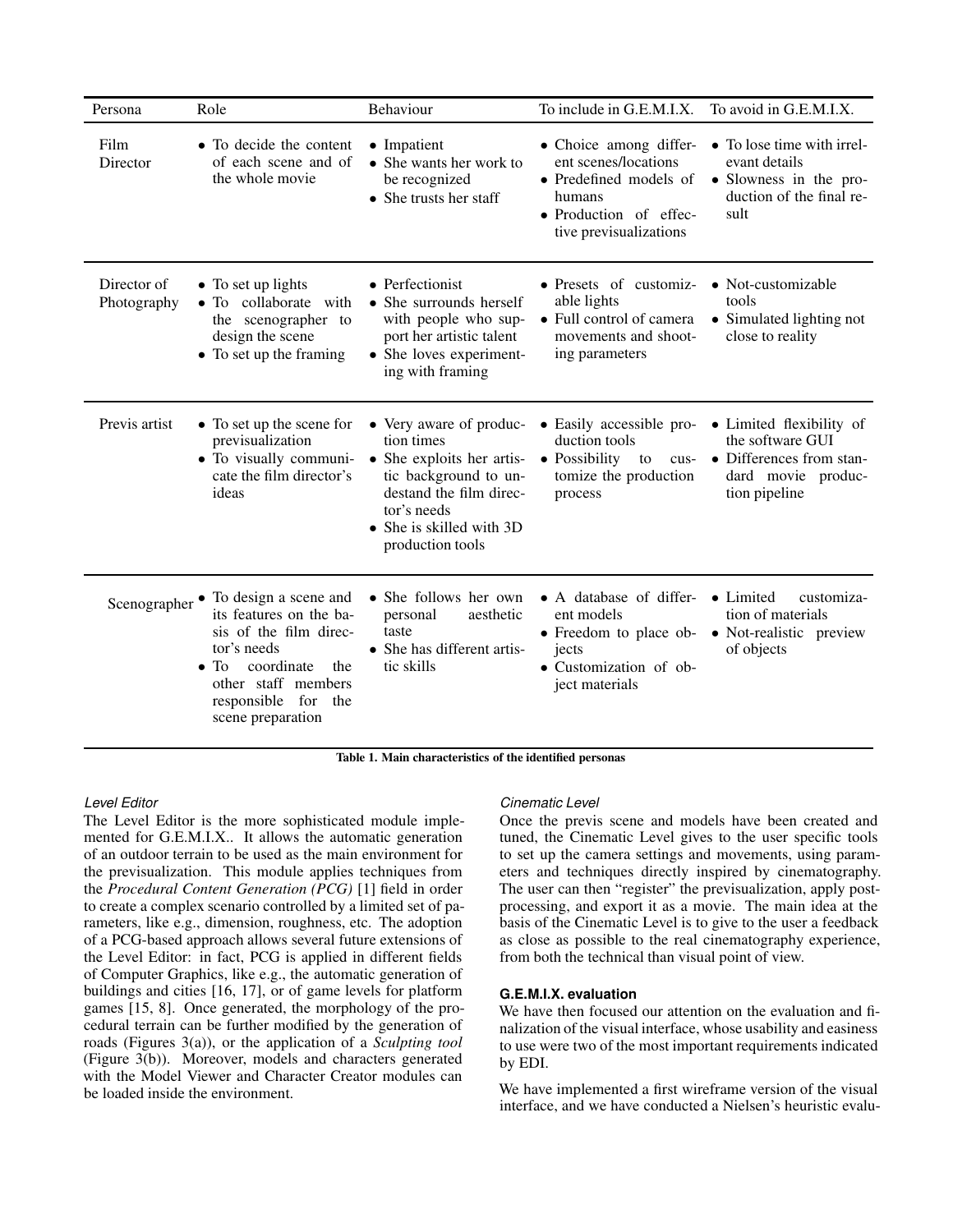| Persona | Role | Behaviour | To include in G.E.M.I.X. | To avoid in G.E.M.I.X. |
|---|---|---|---|---|
| Film Director | • To decide the content of each scene and of the whole movie | • Impatient<br>• She wants her work to be recognized<br>• She trusts her staff | • Choice among different scenes/locations<br>• Predefined models of humans<br>• Production of effective previsualizations | • To lose time with irrelevant details<br>• Slowness in the production of the final result |
| Director of Photography | • To set up lights<br>• To collaborate with the scenographer to design the scene<br>• To set up the framing | • Perfectionist<br>• She surrounds herself with people who support her artistic talent<br>• She loves experimenting with framing | • Presets of customizable lights<br>• Full control of camera movements and shooting parameters | • Not-customizable tools<br>• Simulated lighting not close to reality |
| Previs artist | • To set up the scene for previsualization<br>• To visually communicate the film director's ideas | • Very aware of production times<br>• She exploits her artistic background to undestand the film director's needs<br>• She is skilled with 3D production tools | • Easily accessible production tools<br>• Possibility to customize the production process | • Limited flexibility of the software GUI<br>• Differences from standard movie production pipeline |
| Scenographer | • To design a scene and its features on the basis of the film director's needs<br>• To coordinate the other staff members responsible for the scene preparation | • She follows her own personal aesthetic taste<br>• She has different artistic skills | • A database of different models<br>• Freedom to place objects<br>• Customization of object materials | • Limited customization of materials<br>• Not-realistic preview of objects |

**Table 1. Main characteristics of the identified personas**

#### *Level Editor*

The Level Editor is the more sophisticated module implemented for G.E.M.I.X.. It allows the automatic generation of an outdoor terrain to be used as the main environment for the previsualization. This module applies techniques from the *Procedural Content Generation (PCG)* [1] field in order to create a complex scenario controlled by a limited set of parameters, like e.g., dimension, roughness, etc. The adoption of a PCG-based approach allows several future extensions of the Level Editor: in fact, PCG is applied in different fields of Computer Graphics, like e.g., the automatic generation of buildings and cities [16, 17], or of game levels for platform games [15, 8]. Once generated, the morphology of the procedural terrain can be further modified by the generation of roads (Figures 3(a)), or the application of a *Sculpting tool* (Figure 3(b)). Moreover, models and characters generated with the Model Viewer and Character Creator modules can be loaded inside the environment.

#### *Cinematic Level*

Once the previs scene and models have been created and tuned, the Cinematic Level gives to the user specific tools to set up the camera settings and movements, using parameters and techniques directly inspired by cinematography. The user can then "register" the previsualization, apply post-processing, and export it as a movie. The main idea at the basis of the Cinematic Level is to give to the user a feedback as close as possible to the real cinematography experience, from both the technical than visual point of view.

### G.E.M.I.X. evaluation

We have then focused our attention on the evaluation and finalization of the visual interface, whose usability and easiness to use were two of the most important requirements indicated by EDI.

We have implemented a first wireframe version of the visual interface, and we have conducted a Nielsen's heuristic evalu-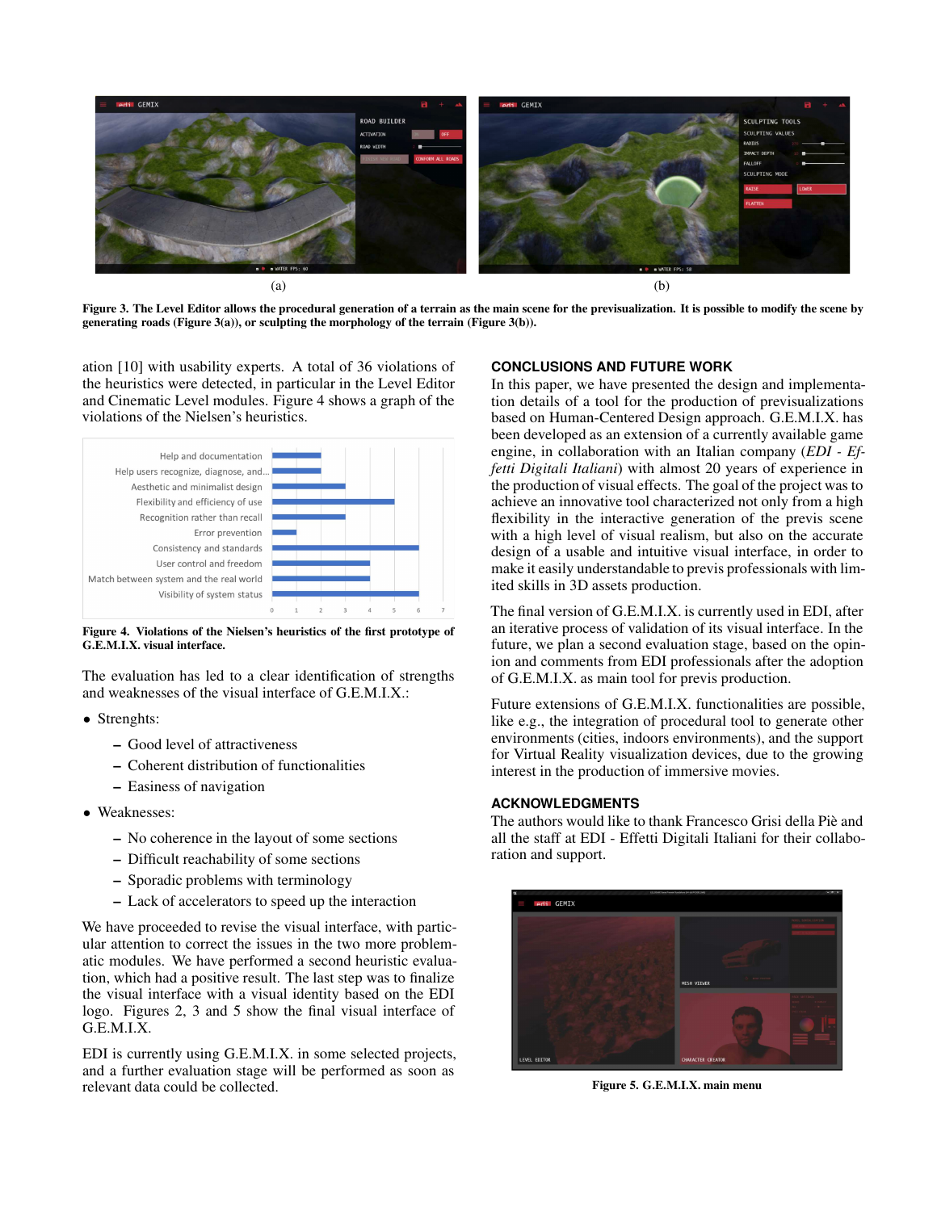Figure 3. The Level Editor allows the procedural generation of a terrain as the main scene for the previsualization. It is possible to modify the scene by generating roads (Figure 3(a)), or sculpting the morphology of the terrain (Figure 3(b)).

ation [10] with usability experts. A total of 36 violations of the heuristics were detected, in particular in the Level Editor and Cinematic Level modules. Figure 4 shows a graph of the violations of the Nielsen's heuristics.

Figure 4. Violations of the Nielsen's heuristics of the first prototype of G.E.M.I.X. visual interface.

The evaluation has led to a clear identification of strengths and weaknesses of the visual interface of G.E.M.I.X.:

- Strenghts:
  - Good level of attractiveness
  - Coherent distribution of functionalities
  - Easiness of navigation
- Weaknesses:
  - No coherence in the layout of some sections
  - Difficult reachability of some sections
  - Sporadic problems with terminology
  - Lack of accelerators to speed up the interaction

We have proceeded to revise the visual interface, with particular attention to correct the issues in the two more problematic modules. We have performed a second heuristic evaluation, which had a positive result. The last step was to finalize the visual interface with a visual identity based on the EDI logo. Figures 2, 3 and 5 show the final visual interface of G.E.M.I.X.

EDI is currently using G.E.M.I.X. in some selected projects, and a further evaluation stage will be performed as soon as relevant data could be collected.

## CONCLUSIONS AND FUTURE WORK

In this paper, we have presented the design and implementation details of a tool for the production of previsualizations based on Human-Centered Design approach. G.E.M.I.X. has been developed as an extension of a currently available game engine, in collaboration with an Italian company (*EDI - Effetti Digitali Italiani*) with almost 20 years of experience in the production of visual effects. The goal of the project was to achieve an innovative tool characterized not only from a high flexibility in the interactive generation of the previs scene with a high level of visual realism, but also on the accurate design of a usable and intuitive visual interface, in order to make it easily understandable to previs professionals with limited skills in 3D assets production.

The final version of G.E.M.I.X. is currently used in EDI, after an iterative process of validation of its visual interface. In the future, we plan a second evaluation stage, based on the opinion and comments from EDI professionals after the adoption of G.E.M.I.X. as main tool for previs production.

Future extensions of G.E.M.I.X. functionalities are possible, like e.g., the integration of procedural tool to generate other environments (cities, indoors environments), and the support for Virtual Reality visualization devices, due to the growing interest in the production of immersive movies.

## ACKNOWLEDGMENTS

The authors would like to thank Francesco Grisi della Piè and all the staff at EDI - Effetti Digitali Italiani for their collaboration and support.

Figure 5. G.E.M.I.X. main menu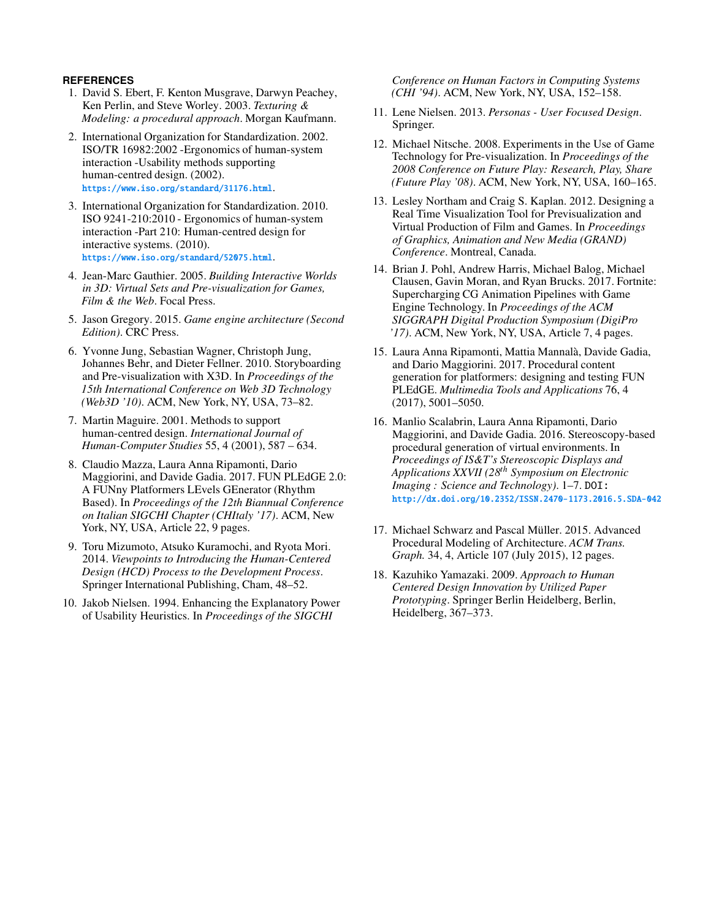## REFERENCES

1. David S. Ebert, F. Kenton Musgrave, Darwyn Peachey, Ken Perlin, and Steve Worley. 2003. *Texturing & Modeling: a procedural approach*. Morgan Kaufmann.

2. International Organization for Standardization. 2002. ISO/TR 16982:2002 -Ergonomics of human-system interaction -Usability methods supporting human-centred design. (2002). https://www.iso.org/standard/31176.html.

3. International Organization for Standardization. 2010. ISO 9241-210:2010 - Ergonomics of human-system interaction -Part 210: Human-centred design for interactive systems. (2010). https://www.iso.org/standard/52075.html.

4. Jean-Marc Gauthier. 2005. *Building Interactive Worlds in 3D: Virtual Sets and Pre-visualization for Games, Film & the Web*. Focal Press.

5. Jason Gregory. 2015. *Game engine architecture (Second Edition)*. CRC Press.

6. Yvonne Jung, Sebastian Wagner, Christoph Jung, Johannes Behr, and Dieter Fellner. 2010. Storyboarding and Pre-visualization with X3D. In *Proceedings of the 15th International Conference on Web 3D Technology (Web3D '10)*. ACM, New York, NY, USA, 73–82.

7. Martin Maguire. 2001. Methods to support human-centred design. *International Journal of Human-Computer Studies* 55, 4 (2001), 587 – 634.

8. Claudio Mazza, Laura Anna Ripamonti, Dario Maggiorini, and Davide Gadia. 2017. FUN PLEdGE 2.0: A FUNny Platformers LEvels GEnerator (Rhythm Based). In *Proceedings of the 12th Biannual Conference on Italian SIGCHI Chapter (CHItaly '17)*. ACM, New York, NY, USA, Article 22, 9 pages.

9. Toru Mizumoto, Atsuko Kuramochi, and Ryota Mori. 2014. *Viewpoints to Introducing the Human-Centered Design (HCD) Process to the Development Process*. Springer International Publishing, Cham, 48–52.

10. Jakob Nielsen. 1994. Enhancing the Explanatory Power of Usability Heuristics. In *Proceedings of the SIGCHI Conference on Human Factors in Computing Systems (CHI '94)*. ACM, New York, NY, USA, 152–158.

11. Lene Nielsen. 2013. *Personas - User Focused Design*. Springer.

12. Michael Nitsche. 2008. Experiments in the Use of Game Technology for Pre-visualization. In *Proceedings of the 2008 Conference on Future Play: Research, Play, Share (Future Play '08)*. ACM, New York, NY, USA, 160–165.

13. Lesley Northam and Craig S. Kaplan. 2012. Designing a Real Time Visualization Tool for Previsualization and Virtual Production of Film and Games. In *Proceedings of Graphics, Animation and New Media (GRAND) Conference*. Montreal, Canada.

14. Brian J. Pohl, Andrew Harris, Michael Balog, Michael Clausen, Gavin Moran, and Ryan Brucks. 2017. Fortnite: Supercharging CG Animation Pipelines with Game Engine Technology. In *Proceedings of the ACM SIGGRAPH Digital Production Symposium (DigiPro '17)*. ACM, New York, NY, USA, Article 7, 4 pages.

15. Laura Anna Ripamonti, Mattia Mannalà, Davide Gadia, and Dario Maggiorini. 2017. Procedural content generation for platformers: designing and testing FUN PLEdGE. *Multimedia Tools and Applications* 76, 4 (2017), 5001–5050.

16. Manlio Scalabrin, Laura Anna Ripamonti, Dario Maggiorini, and Davide Gadia. 2016. Stereoscopy-based procedural generation of virtual environments. In *Proceedings of IS&T's Stereoscopic Displays and Applications XXVII (28th Symposium on Electronic Imaging : Science and Technology)*. 1–7. DOI: http://dx.doi.org/10.2352/ISSN.2470-1173.2016.5.SDA-042

17. Michael Schwarz and Pascal Müller. 2015. Advanced Procedural Modeling of Architecture. *ACM Trans. Graph.* 34, 4, Article 107 (July 2015), 12 pages.

18. Kazuhiko Yamazaki. 2009. *Approach to Human Centered Design Innovation by Utilized Paper Prototyping*. Springer Berlin Heidelberg, Berlin, Heidelberg, 367–373.